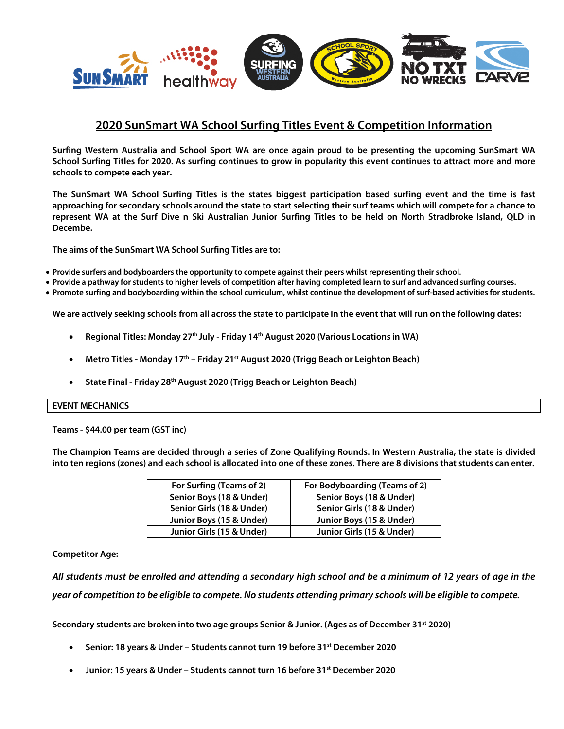# 2020 SunSmart WA School Surfing Titles Event & Competition Information

**Surfing Western Australia and School Sport WA are once again proud to be presenting the upcoming SunSmart WA School Surfing Titles for 2020. As surfing continues to grow in popularity this event continues to attract more and more schools to compete each year.**

**The SunSmart WA School Surfing Titles is the states biggest participation based surfing event and the time is fast approaching for secondary schools around the state to start selecting their surf teams which will compete for a chance to represent WA at the Surf Dive n Ski Australian Junior Surfing Titles to be held on North Stradbroke Island, QLD in Decembe.**

**The aims of the SunSmart WA School Surfing Titles are to:**

- **Provide surfers and bodyboarders the opportunity to compete against their peers whilst representing their school.**
- **Provide a pathway for students to higher levels of competition after having completed learn to surf and advanced surfing courses.**
- **Promote surfing and bodyboarding within the school curriculum, whilst continue the development of surf-based activities for students.**

**We are actively seeking schools from all across the state to participate in the event that will run on the following dates:**

- **Regional Titles: Monday 27th July - Friday 14th August 2020 (Various Locations in WA)**
- **Metro Titles - Monday 17th – Friday 21st August 2020 (Trigg Beach or Leighton Beach)**
- **State Final - Friday 28th August 2020 (Trigg Beach or Leighton Beach)**

## EVENT MECHANICS

**Teams - $44.00 per team (GST inc)**

**The Champion Teams are decided through a series of Zone Qualifying Rounds. In Western Australia, the state is divided into ten regions (zones) and each school is allocated into one of these zones. There are 8 divisions that students can enter.**

| For Surfing (Teams of 2) | For Bodyboarding (Teams of 2) |
|---|---|
| Senior Boys (18 & Under) | Senior Boys (18 & Under) |
| Senior Girls (18 & Under) | Senior Girls (18 & Under) |
| Junior Boys (15 & Under) | Junior Boys (15 & Under) |
| Junior Girls (15 & Under) | Junior Girls (15 & Under) |

**Competitor Age:**

***All students must be enrolled and attending a secondary high school and be a minimum of 12 years of age in the year of competition to be eligible to compete. No students attending primary schools will be eligible to compete.***

**Secondary students are broken into two age groups Senior & Junior. (Ages as of December 31st 2020)**

- **Senior: 18 years & Under – Students cannot turn 19 before 31st December 2020**
- **Junior: 15 years & Under – Students cannot turn 16 before 31st December 2020**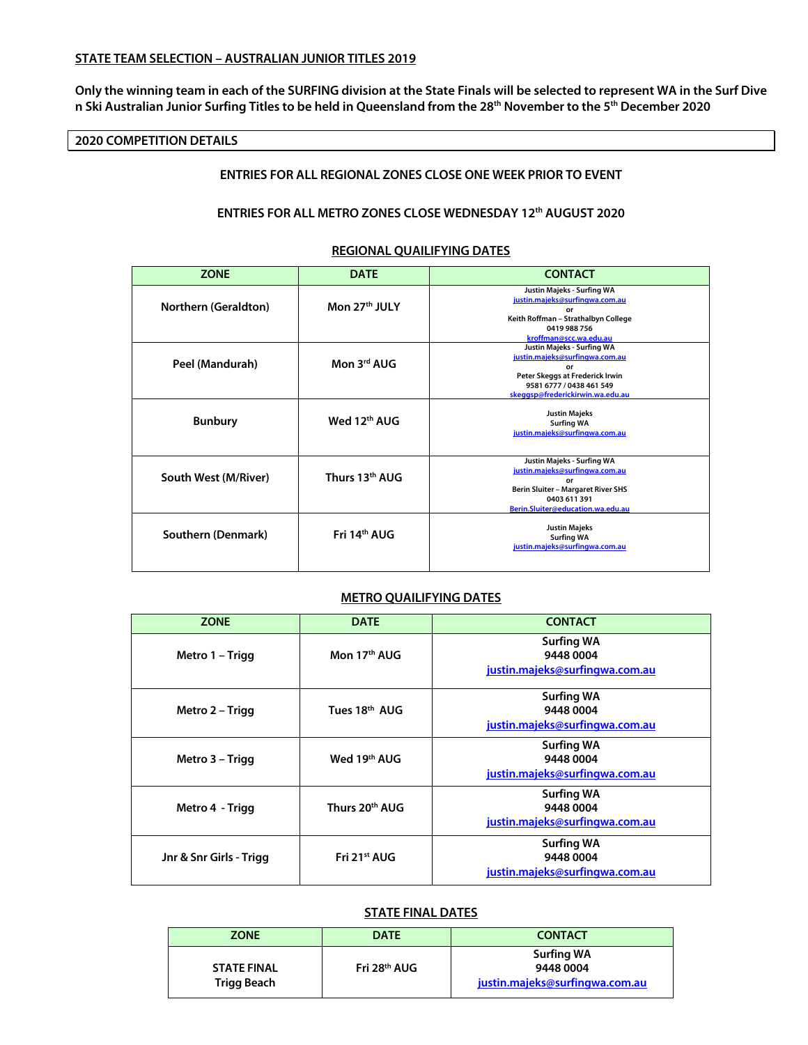**STATE TEAM SELECTION – AUSTRALIAN JUNIOR TITLES 2019**

**Only the winning team in each of the SURFING division at the State Finals will be selected to represent WA in the Surf Dive n Ski Australian Junior Surfing Titles to be held in Queensland from the 28th November to the 5th December 2020**

## 2020 COMPETITION DETAILS

**ENTRIES FOR ALL REGIONAL ZONES CLOSE ONE WEEK PRIOR TO EVENT**

**ENTRIES FOR ALL METRO ZONES CLOSE WEDNESDAY 12th AUGUST 2020**

### REGIONAL QUALIFYING DATES

| ZONE | DATE | CONTACT |
|---|---|---|
| Northern (Geraldton) | Mon 27th JULY | Justin Majeks - Surfing WA<br>justin.majeks@surfingwa.com.au<br>or<br>Keith Roffman – Strathalbyn College<br>0419 988 756<br>kroffman@scc.wa.edu.au |
| Peel (Mandurah) | Mon 3rd AUG | Justin Majeks - Surfing WA<br>justin.majeks@surfingwa.com.au<br>or<br>Peter Skeggs at Frederick Irwin<br>9581 6777 / 0438 461 549<br>skeggsp@frederickirwin.wa.edu.au |
| Bunbury | Wed 12th AUG | Justin Majeks<br>Surfing WA<br>justin.majeks@surfingwa.com.au |
| South West (M/River) | Thurs 13th AUG | Justin Majeks - Surfing WA<br>justin.majeks@surfingwa.com.au<br>or<br>Berin Sluiter – Margaret River SHS<br>0403 611 391<br>Berin.Sluiter@education.wa.edu.au |
| Southern (Denmark) | Fri 14th AUG | Justin Majeks<br>Surfing WA<br>justin.majeks@surfingwa.com.au |

### METRO QUAILIFYING DATES

| ZONE | DATE | CONTACT |
|---|---|---|
| Metro 1 – Trigg | Mon 17th AUG | Surfing WA<br>9448 0004<br>justin.majeks@surfingwa.com.au |
| Metro 2 – Trigg | Tues 18th AUG | Surfing WA<br>9448 0004<br>justin.majeks@surfingwa.com.au |
| Metro 3 – Trigg | Wed 19th AUG | Surfing WA<br>9448 0004<br>justin.majeks@surfingwa.com.au |
| Metro 4 - Trigg | Thurs 20th AUG | Surfing WA<br>9448 0004<br>justin.majeks@surfingwa.com.au |
| Jnr & Snr Girls - Trigg | Fri 21st AUG | Surfing WA<br>9448 0004<br>justin.majeks@surfingwa.com.au |

### STATE FINAL DATES

| ZONE | DATE | CONTACT |
|---|---|---|
| STATE FINAL<br>Trigg Beach | Fri 28th AUG | Surfing WA<br>9448 0004<br>justin.majeks@surfingwa.com.au |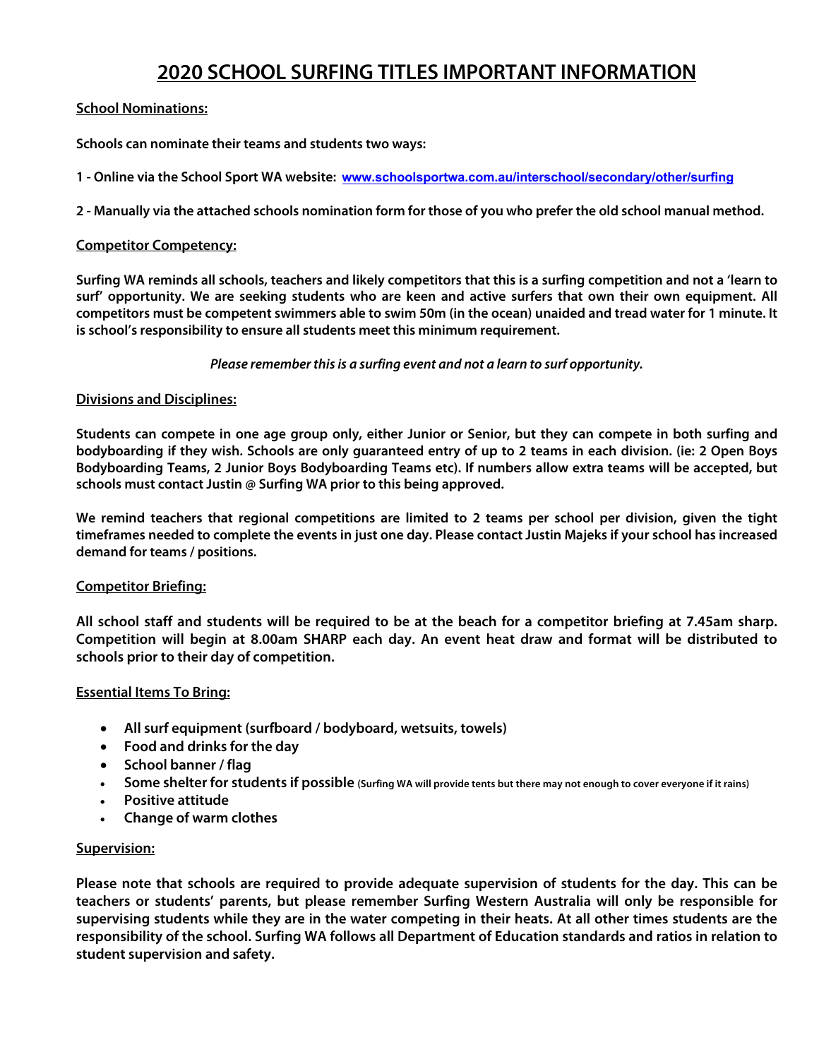# 2020 SCHOOL SURFING TITLES IMPORTANT INFORMATION

**School Nominations:**

**Schools can nominate their teams and students two ways:**

**1 - Online via the School Sport WA website: www.schoolsportwa.com.au/interschool/secondary/other/surfing**

**2 - Manually via the attached schools nomination form for those of you who prefer the old school manual method.**

**Competitor Competency:**

**Surfing WA reminds all schools, teachers and likely competitors that this is a surfing competition and not a 'learn to surf' opportunity. We are seeking students who are keen and active surfers that own their own equipment. All competitors must be competent swimmers able to swim 50m (in the ocean) unaided and tread water for 1 minute. It is school's responsibility to ensure all students meet this minimum requirement.**

***Please remember this is a surfing event and not a learn to surf opportunity.***

**Divisions and Disciplines:**

**Students can compete in one age group only, either Junior or Senior, but they can compete in both surfing and bodyboarding if they wish. Schools are only guaranteed entry of up to 2 teams in each division. (ie: 2 Open Boys Bodyboarding Teams, 2 Junior Boys Bodyboarding Teams etc). If numbers allow extra teams will be accepted, but schools must contact Justin @ Surfing WA prior to this being approved.**

**We remind teachers that regional competitions are limited to 2 teams per school per division, given the tight timeframes needed to complete the events in just one day. Please contact Justin Majeks if your school has increased demand for teams / positions.**

**Competitor Briefing:**

**All school staff and students will be required to be at the beach for a competitor briefing at 7.45am sharp. Competition will begin at 8.00am SHARP each day. An event heat draw and format will be distributed to schools prior to their day of competition.**

**Essential Items To Bring:**

- **All surf equipment (surfboard / bodyboard, wetsuits, towels)**
- **Food and drinks for the day**
- **School banner / flag**
- **Some shelter for students if possible** (Surfing WA will provide tents but there may not enough to cover everyone if it rains)
- **Positive attitude**
- **Change of warm clothes**

**Supervision:**

**Please note that schools are required to provide adequate supervision of students for the day. This can be teachers or students' parents, but please remember Surfing Western Australia will only be responsible for supervising students while they are in the water competing in their heats. At all other times students are the responsibility of the school. Surfing WA follows all Department of Education standards and ratios in relation to student supervision and safety.**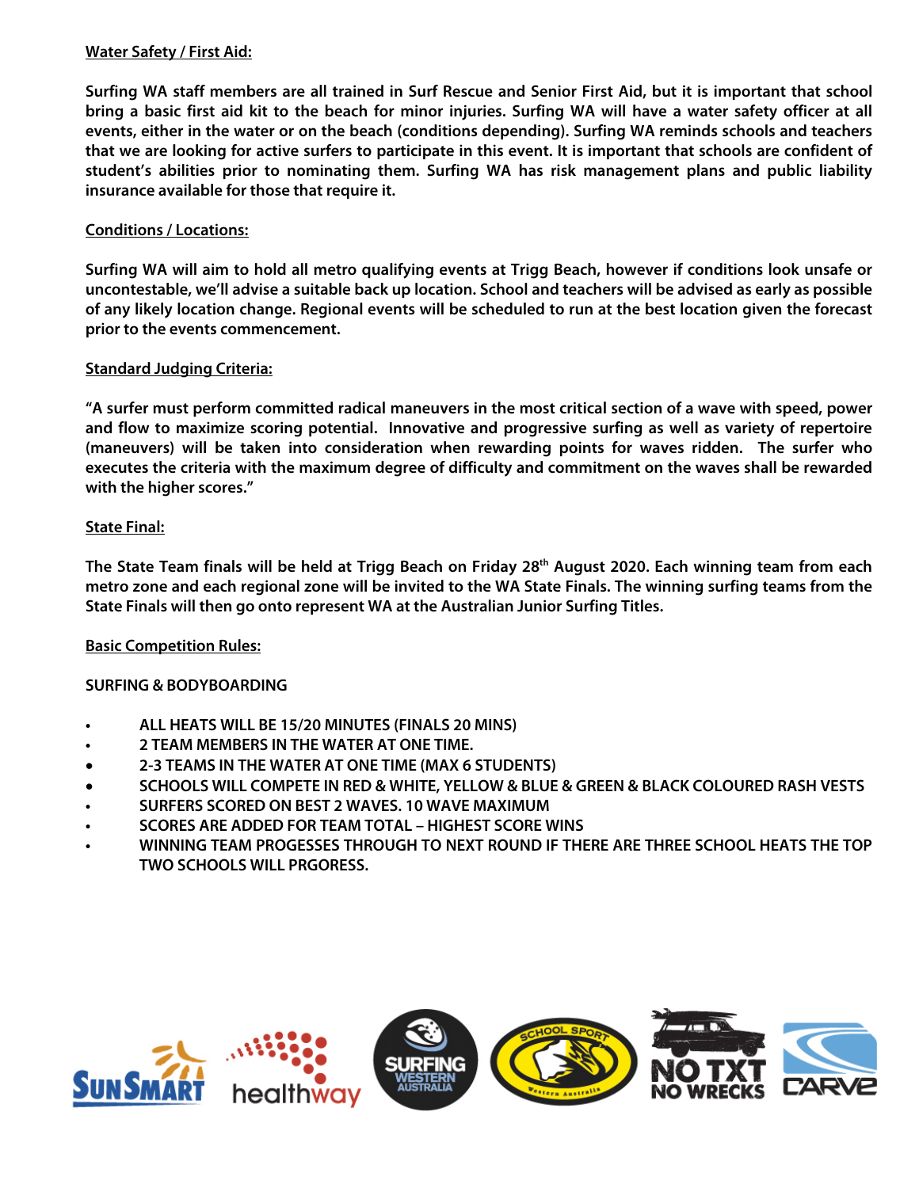**Water Safety / First Aid:**

**Surfing WA staff members are all trained in Surf Rescue and Senior First Aid, but it is important that school bring a basic first aid kit to the beach for minor injuries. Surfing WA will have a water safety officer at all events, either in the water or on the beach (conditions depending). Surfing WA reminds schools and teachers that we are looking for active surfers to participate in this event. It is important that schools are confident of student's abilities prior to nominating them. Surfing WA has risk management plans and public liability insurance available for those that require it.**

**Conditions / Locations:**

**Surfing WA will aim to hold all metro qualifying events at Trigg Beach, however if conditions look unsafe or uncontestable, we'll advise a suitable back up location. School and teachers will be advised as early as possible of any likely location change. Regional events will be scheduled to run at the best location given the forecast prior to the events commencement.**

**Standard Judging Criteria:**

**"A surfer must perform committed radical maneuvers in the most critical section of a wave with speed, power and flow to maximize scoring potential. Innovative and progressive surfing as well as variety of repertoire (maneuvers) will be taken into consideration when rewarding points for waves ridden. The surfer who executes the criteria with the maximum degree of difficulty and commitment on the waves shall be rewarded with the higher scores."**

**State Final:**

**The State Team finals will be held at Trigg Beach on Friday 28th August 2020. Each winning team from each metro zone and each regional zone will be invited to the WA State Finals. The winning surfing teams from the State Finals will then go onto represent WA at the Australian Junior Surfing Titles.**

**Basic Competition Rules:**

SURFING & BODYBOARDING

- ALL HEATS WILL BE 15/20 MINUTES (FINALS 20 MINS)
- 2 TEAM MEMBERS IN THE WATER AT ONE TIME.
- 2-3 TEAMS IN THE WATER AT ONE TIME (MAX 6 STUDENTS)
- SCHOOLS WILL COMPETE IN RED & WHITE, YELLOW & BLUE & GREEN & BLACK COLOURED RASH VESTS
- SURFERS SCORED ON BEST 2 WAVES. 10 WAVE MAXIMUM
- SCORES ARE ADDED FOR TEAM TOTAL – HIGHEST SCORE WINS
- WINNING TEAM PROGESSES THROUGH TO NEXT ROUND IF THERE ARE THREE SCHOOL HEATS THE TOP TWO SCHOOLS WILL PRGORESS.